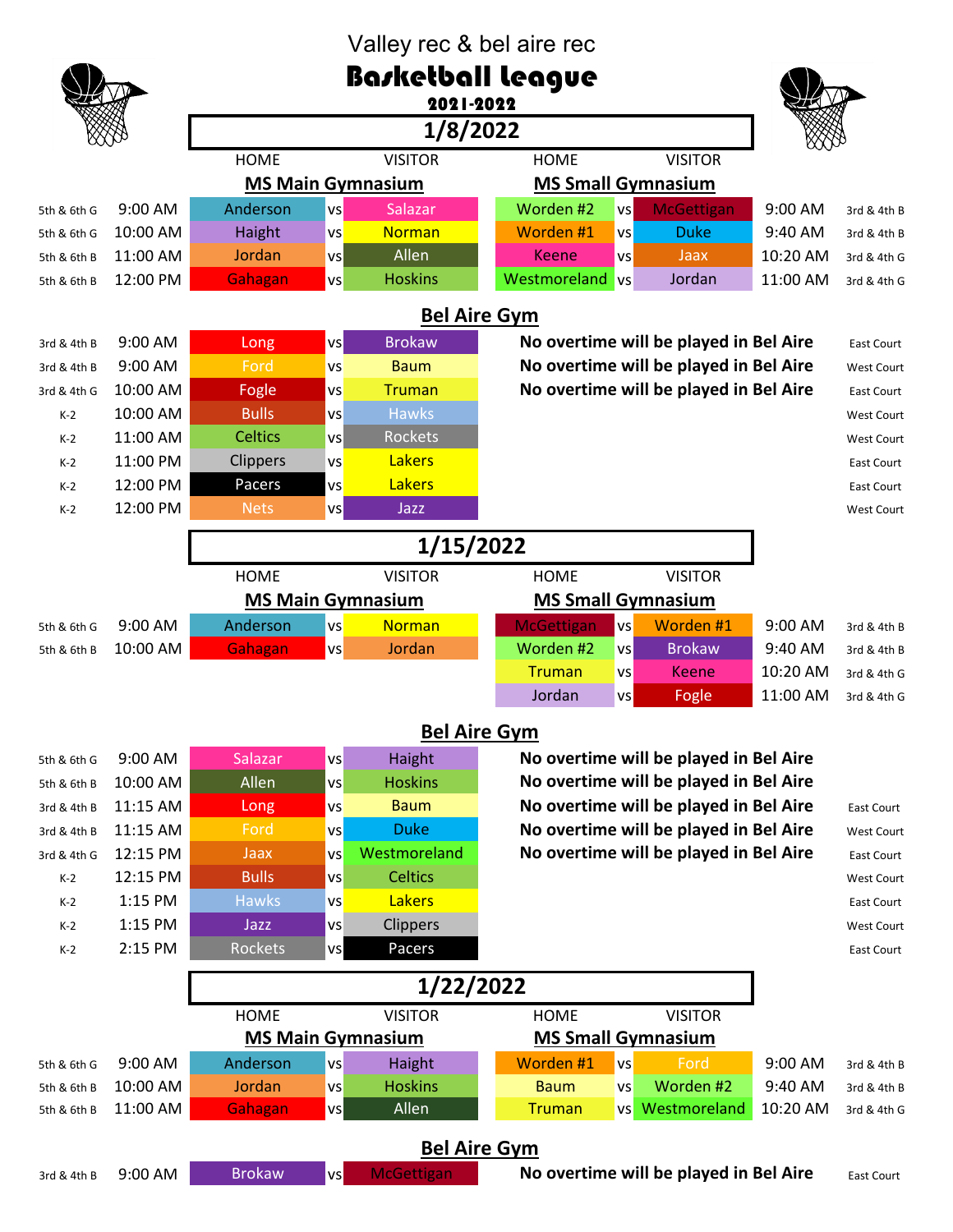# Valley rec & bel aire rec

## Basketball League

### 2021-2022

## 1/8/2022

### MS Main Gymnasium / MS Small Gymnasium

| Division | Time | HOME | | VISITOR | HOME | | VISITOR | Time | Division |
|---|---|---|---|---|---|---|---|---|---|
| 5th & 6th G | 9:00 AM | Anderson | vs | Salazar | Worden #2 | vs | McGettigan | 9:00 AM | 3rd & 4th B |
| 5th & 6th G | 10:00 AM | Haight | vs | Norman | Worden #1 | vs | Duke | 9:40 AM | 3rd & 4th B |
| 5th & 6th B | 11:00 AM | Jordan | vs | Allen | Keene | vs | Jaax | 10:20 AM | 3rd & 4th G |
| 5th & 6th B | 12:00 PM | Gahagan | vs | Hoskins | Westmoreland | vs | Jordan | 11:00 AM | 3rd & 4th G |

### Bel Aire Gym

| Division | Time | HOME | | VISITOR | Note | Court |
|---|---|---|---|---|---|---|
| 3rd & 4th B | 9:00 AM | Long | vs | Brokaw | No overtime will be played in Bel Aire | East Court |
| 3rd & 4th B | 9:00 AM | Ford | vs | Baum | No overtime will be played in Bel Aire | West Court |
| 3rd & 4th G | 10:00 AM | Fogle | vs | Truman | No overtime will be played in Bel Aire | East Court |
| K-2 | 10:00 AM | Bulls | vs | Hawks | | West Court |
| K-2 | 11:00 AM | Celtics | vs | Rockets | | West Court |
| K-2 | 11:00 PM | Clippers | vs | Lakers | | East Court |
| K-2 | 12:00 PM | Pacers | vs | Lakers | | East Court |
| K-2 | 12:00 PM | Nets | vs | Jazz | | West Court |

## 1/15/2022

### MS Main Gymnasium / MS Small Gymnasium

| Division | Time | HOME | | VISITOR | HOME | | VISITOR | Time | Division |
|---|---|---|---|---|---|---|---|---|---|
| 5th & 6th G | 9:00 AM | Anderson | vs | Norman | McGettigan | vs | Worden #1 | 9:00 AM | 3rd & 4th B |
| 5th & 6th B | 10:00 AM | Gahagan | vs | Jordan | Worden #2 | vs | Brokaw | 9:40 AM | 3rd & 4th B |
| | | | | | Truman | vs | Keene | 10:20 AM | 3rd & 4th G |
| | | | | | Jordan | vs | Fogle | 11:00 AM | 3rd & 4th G |

### Bel Aire Gym

| Division | Time | HOME | | VISITOR | Note | Court |
|---|---|---|---|---|---|---|
| 5th & 6th G | 9:00 AM | Salazar | vs | Haight | No overtime will be played in Bel Aire | |
| 5th & 6th B | 10:00 AM | Allen | vs | Hoskins | No overtime will be played in Bel Aire | |
| 3rd & 4th B | 11:15 AM | Long | vs | Baum | No overtime will be played in Bel Aire | East Court |
| 3rd & 4th B | 11:15 AM | Ford | vs | Duke | No overtime will be played in Bel Aire | West Court |
| 3rd & 4th G | 12:15 PM | Jaax | vs | Westmoreland | No overtime will be played in Bel Aire | East Court |
| K-2 | 12:15 PM | Bulls | vs | Celtics | | West Court |
| K-2 | 1:15 PM | Hawks | vs | Lakers | | East Court |
| K-2 | 1:15 PM | Jazz | vs | Clippers | | West Court |
| K-2 | 2:15 PM | Rockets | vs | Pacers | | East Court |

## 1/22/2022

### MS Main Gymnasium / MS Small Gymnasium

| Division | Time | HOME | | VISITOR | HOME | | VISITOR | Time | Division |
|---|---|---|---|---|---|---|---|---|---|
| 5th & 6th G | 9:00 AM | Anderson | vs | Haight | Worden #1 | vs | Ford | 9:00 AM | 3rd & 4th B |
| 5th & 6th B | 10:00 AM | Jordan | vs | Hoskins | Baum | vs | Worden #2 | 9:40 AM | 3rd & 4th B |
| 5th & 6th B | 11:00 AM | Gahagan | vs | Allen | Truman | vs | Westmoreland | 10:20 AM | 3rd & 4th G |

### Bel Aire Gym

| Division | Time | HOME | | VISITOR | Note | Court |
|---|---|---|---|---|---|---|
| 3rd & 4th B | 9:00 AM | Brokaw | vs | McGettigan | No overtime will be played in Bel Aire | East Court |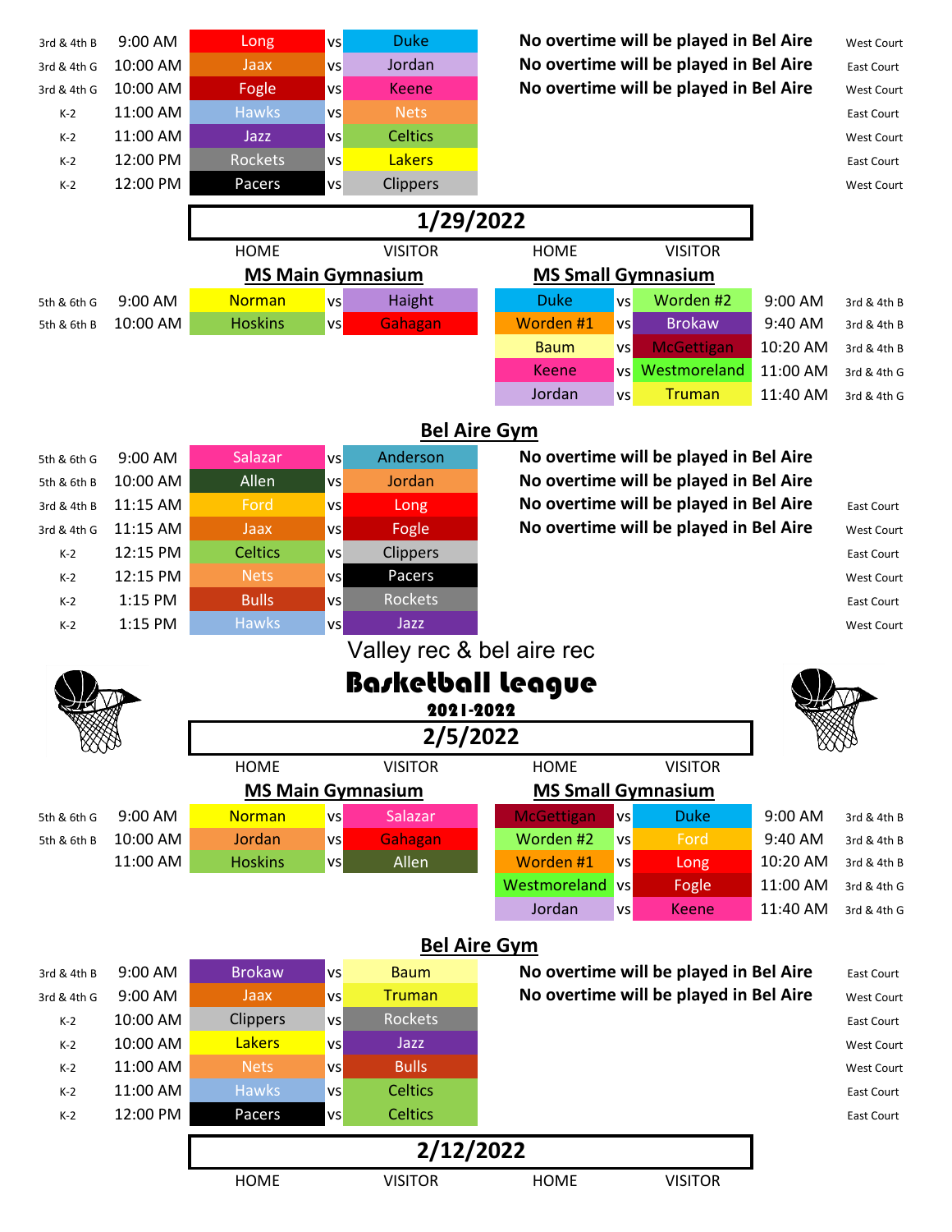| Division | Time | Home | | Visitor | Note | Court |
|---|---|---|---|---|---|---|
| 3rd & 4th B | 9:00 AM | Long | vs | Duke | No overtime will be played in Bel Aire | West Court |
| 3rd & 4th G | 10:00 AM | Jaax | vs | Jordan | No overtime will be played in Bel Aire | East Court |
| 3rd & 4th G | 10:00 AM | Fogle | vs | Keene | No overtime will be played in Bel Aire | West Court |
| K-2 | 11:00 AM | Hawks | vs | Nets | | East Court |
| K-2 | 11:00 AM | Jazz | vs | Celtics | | West Court |
| K-2 | 12:00 PM | Rockets | vs | Lakers | | East Court |
| K-2 | 12:00 PM | Pacers | vs | Clippers | | West Court |

## 1/29/2022

**MS Main Gymnasium**

| Division | Time | HOME | | VISITOR |
|---|---|---|---|---|
| 5th & 6th G | 9:00 AM | Norman | vs | Haight |
| 5th & 6th B | 10:00 AM | Hoskins | vs | Gahagan |

**MS Small Gymnasium**

| HOME | | VISITOR | Time | Division |
|---|---|---|---|---|
| Duke | vs | Worden #2 | 9:00 AM | 3rd & 4th B |
| Worden #1 | vs | Brokaw | 9:40 AM | 3rd & 4th B |
| Baum | vs | McGettigan | 10:20 AM | 3rd & 4th B |
| Keene | vs | Westmoreland | 11:00 AM | 3rd & 4th G |
| Jordan | vs | Truman | 11:40 AM | 3rd & 4th G |

**Bel Aire Gym**

| Division | Time | Home | | Visitor | Note | Court |
|---|---|---|---|---|---|---|
| 5th & 6th G | 9:00 AM | Salazar | vs | Anderson | No overtime will be played in Bel Aire | |
| 5th & 6th B | 10:00 AM | Allen | vs | Jordan | No overtime will be played in Bel Aire | |
| 3rd & 4th B | 11:15 AM | Ford | vs | Long | No overtime will be played in Bel Aire | East Court |
| 3rd & 4th G | 11:15 AM | Jaax | vs | Fogle | No overtime will be played in Bel Aire | West Court |
| K-2 | 12:15 PM | Celtics | vs | Clippers | | East Court |
| K-2 | 12:15 PM | Nets | vs | Pacers | | West Court |
| K-2 | 1:15 PM | Bulls | vs | Rockets | | East Court |
| K-2 | 1:15 PM | Hawks | vs | Jazz | | West Court |

# Valley rec & bel aire rec
# Basketball League
### 2021-2022

## 2/5/2022

**MS Main Gymnasium**

| Division | Time | HOME | | VISITOR |
|---|---|---|---|---|
| 5th & 6th G | 9:00 AM | Norman | vs | Salazar |
| 5th & 6th B | 10:00 AM | Jordan | vs | Gahagan |
| | 11:00 AM | Hoskins | vs | Allen |

**MS Small Gymnasium**

| HOME | | VISITOR | Time | Division |
|---|---|---|---|---|
| McGettigan | vs | Duke | 9:00 AM | 3rd & 4th B |
| Worden #2 | vs | Ford | 9:40 AM | 3rd & 4th B |
| Worden #1 | vs | Long | 10:20 AM | 3rd & 4th B |
| Westmoreland | vs | Fogle | 11:00 AM | 3rd & 4th G |
| Jordan | vs | Keene | 11:40 AM | 3rd & 4th G |

**Bel Aire Gym**

| Division | Time | Home | | Visitor | Note | Court |
|---|---|---|---|---|---|---|
| 3rd & 4th B | 9:00 AM | Brokaw | vs | Baum | No overtime will be played in Bel Aire | East Court |
| 3rd & 4th G | 9:00 AM | Jaax | vs | Truman | No overtime will be played in Bel Aire | West Court |
| K-2 | 10:00 AM | Clippers | vs | Rockets | | East Court |
| K-2 | 10:00 AM | Lakers | vs | Jazz | | West Court |
| K-2 | 11:00 AM | Nets | vs | Bulls | | West Court |
| K-2 | 11:00 AM | Hawks | vs | Celtics | | East Court |
| K-2 | 12:00 PM | Pacers | vs | Celtics | | East Court |

## 2/12/2022

| HOME | VISITOR | HOME | VISITOR |
|---|---|---|---|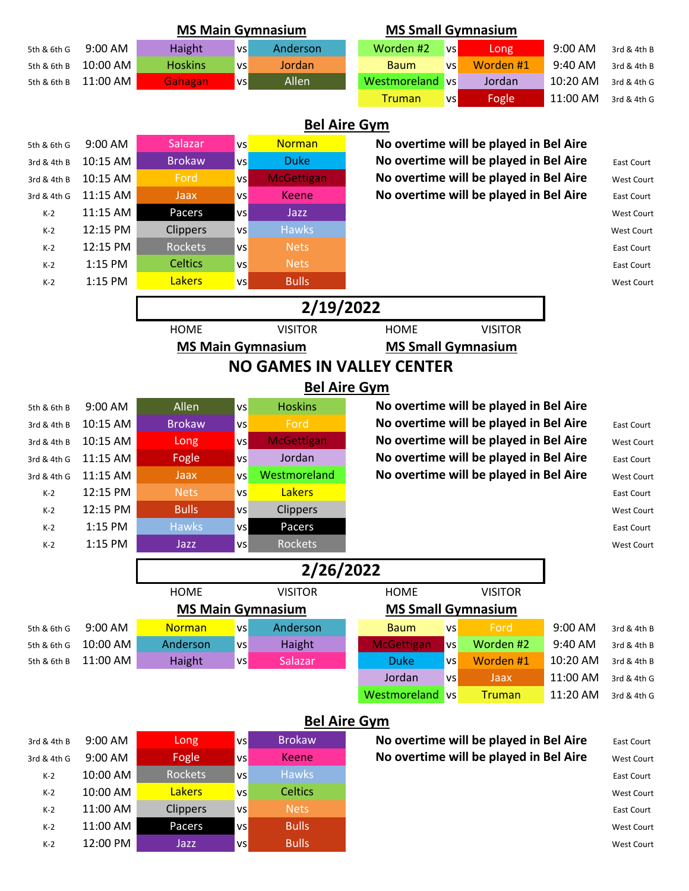## MS Main Gymnasium

| | | | | |
|---|---|---|---|---|
| 5th & 6th G | 9:00 AM | Haight | vs | Anderson |
| 5th & 6th B | 10:00 AM | Hoskins | vs | Jordan |
| 5th & 6th B | 11:00 AM | Gahagan | vs | Allen |

## MS Small Gymnasium

| | | | | |
|---|---|---|---|---|
| Worden #2 | vs | Long | 9:00 AM | 3rd & 4th B |
| Baum | vs | Worden #1 | 9:40 AM | 3rd & 4th B |
| Westmoreland | vs | Jordan | 10:20 AM | 3rd & 4th G |
| Truman | vs | Fogle | 11:00 AM | 3rd & 4th G |

## Bel Aire Gym

| | | | | | | |
|---|---|---|---|---|---|---|
| 5th & 6th G | 9:00 AM | Salazar | vs | Norman | No overtime will be played in Bel Aire | |
| 3rd & 4th B | 10:15 AM | Brokaw | vs | Duke | No overtime will be played in Bel Aire | East Court |
| 3rd & 4th B | 10:15 AM | Ford | vs | McGettigan | No overtime will be played in Bel Aire | West Court |
| 3rd & 4th G | 11:15 AM | Jaax | vs | Keene | No overtime will be played in Bel Aire | East Court |
| K-2 | 11:15 AM | Pacers | vs | Jazz | | West Court |
| K-2 | 12:15 PM | Clippers | vs | Hawks | | West Court |
| K-2 | 12:15 PM | Rockets | vs | Nets | | East Court |
| K-2 | 1:15 PM | Celtics | vs | Nets | | East Court |
| K-2 | 1:15 PM | Lakers | vs | Bulls | | West Court |

# 2/19/2022

HOME VISITOR HOME VISITOR

## MS Main Gymnasium

## MS Small Gymnasium

## NO GAMES IN VALLEY CENTER

## Bel Aire Gym

| | | | | | | |
|---|---|---|---|---|---|---|
| 5th & 6th B | 9:00 AM | Allen | vs | Hoskins | No overtime will be played in Bel Aire | |
| 3rd & 4th B | 10:15 AM | Brokaw | vs | Ford | No overtime will be played in Bel Aire | East Court |
| 3rd & 4th B | 10:15 AM | Long | vs | McGettigan | No overtime will be played in Bel Aire | West Court |
| 3rd & 4th G | 11:15 AM | Fogle | vs | Jordan | No overtime will be played in Bel Aire | East Court |
| 3rd & 4th G | 11:15 AM | Jaax | vs | Westmoreland | No overtime will be played in Bel Aire | West Court |
| K-2 | 12:15 PM | Nets | vs | Lakers | | East Court |
| K-2 | 12:15 PM | Bulls | vs | Clippers | | West Court |
| K-2 | 1:15 PM | Hawks | vs | Pacers | | East Court |
| K-2 | 1:15 PM | Jazz | vs | Rockets | | West Court |

# 2/26/2022

HOME VISITOR HOME VISITOR

## MS Main Gymnasium

| | | | | |
|---|---|---|---|---|
| 5th & 6th G | 9:00 AM | Norman | vs | Anderson |
| 5th & 6th G | 10:00 AM | Anderson | vs | Haight |
| 5th & 6th B | 11:00 AM | Haight | vs | Salazar |

## MS Small Gymnasium

| | | | | |
|---|---|---|---|---|
| Baum | vs | Ford | 9:00 AM | 3rd & 4th B |
| McGettigan | vs | Worden #2 | 9:40 AM | 3rd & 4th B |
| Duke | vs | Worden #1 | 10:20 AM | 3rd & 4th B |
| Jordan | vs | Jaax | 11:00 AM | 3rd & 4th G |
| Westmoreland | vs | Truman | 11:20 AM | 3rd & 4th G |

## Bel Aire Gym

| | | | | | | |
|---|---|---|---|---|---|---|
| 3rd & 4th B | 9:00 AM | Long | vs | Brokaw | No overtime will be played in Bel Aire | East Court |
| 3rd & 4th G | 9:00 AM | Fogle | vs | Keene | No overtime will be played in Bel Aire | West Court |
| K-2 | 10:00 AM | Rockets | vs | Hawks | | East Court |
| K-2 | 10:00 AM | Lakers | vs | Celtics | | West Court |
| K-2 | 11:00 AM | Clippers | vs | Nets | | East Court |
| K-2 | 11:00 AM | Pacers | vs | Bulls | | West Court |
| K-2 | 12:00 PM | Jazz | vs | Bulls | | West Court |